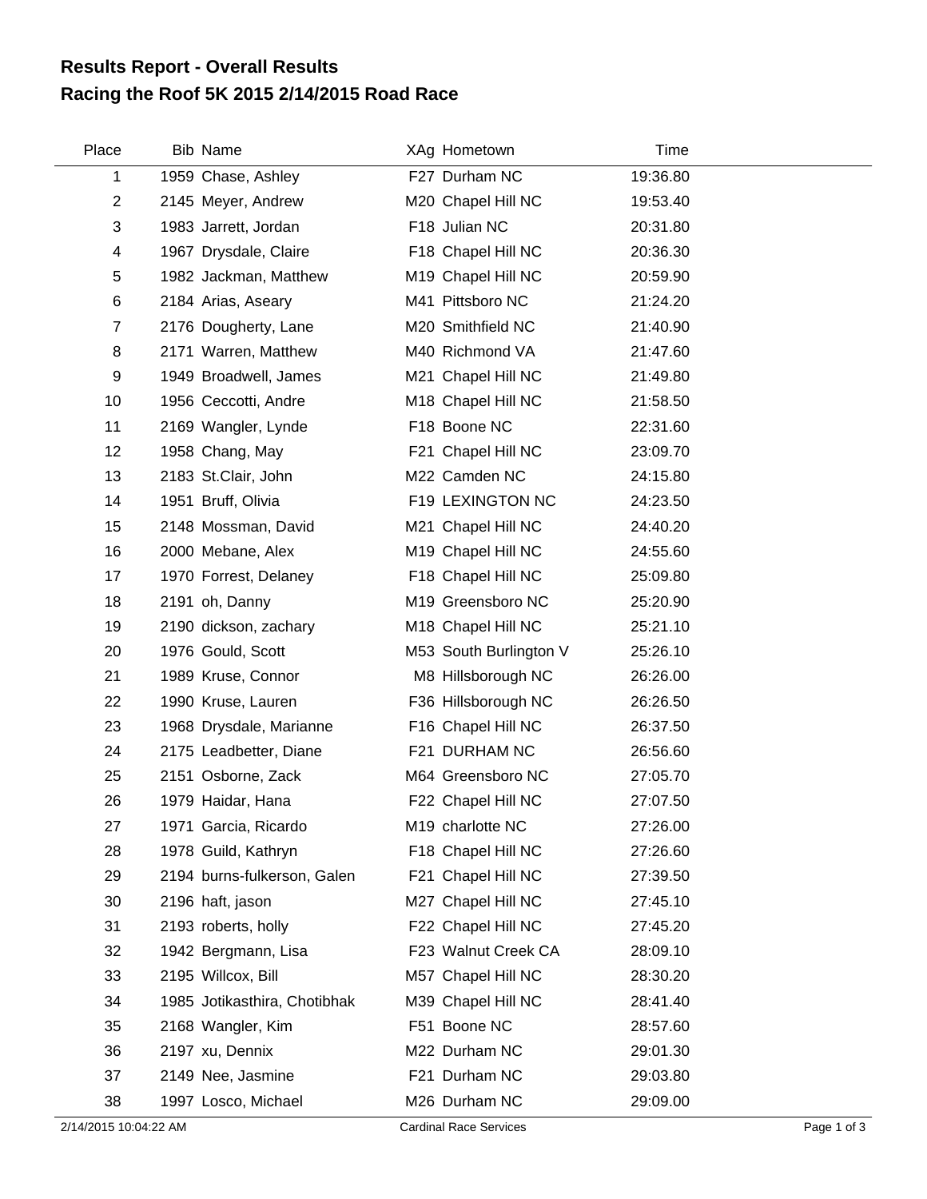# Results Report - Overall Results
## Racing the Roof 5K 2015 2/14/2015 Road Race

| Place | Bib | Name | XAg | Hometown | Time |
|---|---|---|---|---|---|
| 1 | 1959 | Chase, Ashley | F27 | Durham NC | 19:36.80 |
| 2 | 2145 | Meyer, Andrew | M20 | Chapel Hill NC | 19:53.40 |
| 3 | 1983 | Jarrett, Jordan | F18 | Julian NC | 20:31.80 |
| 4 | 1967 | Drysdale, Claire | F18 | Chapel Hill NC | 20:36.30 |
| 5 | 1982 | Jackman, Matthew | M19 | Chapel Hill NC | 20:59.90 |
| 6 | 2184 | Arias, Aseary | M41 | Pittsboro NC | 21:24.20 |
| 7 | 2176 | Dougherty, Lane | M20 | Smithfield NC | 21:40.90 |
| 8 | 2171 | Warren, Matthew | M40 | Richmond VA | 21:47.60 |
| 9 | 1949 | Broadwell, James | M21 | Chapel Hill NC | 21:49.80 |
| 10 | 1956 | Ceccotti, Andre | M18 | Chapel Hill NC | 21:58.50 |
| 11 | 2169 | Wangler, Lynde | F18 | Boone NC | 22:31.60 |
| 12 | 1958 | Chang, May | F21 | Chapel Hill NC | 23:09.70 |
| 13 | 2183 | St.Clair, John | M22 | Camden NC | 24:15.80 |
| 14 | 1951 | Bruff, Olivia | F19 | LEXINGTON NC | 24:23.50 |
| 15 | 2148 | Mossman, David | M21 | Chapel Hill NC | 24:40.20 |
| 16 | 2000 | Mebane, Alex | M19 | Chapel Hill NC | 24:55.60 |
| 17 | 1970 | Forrest, Delaney | F18 | Chapel Hill NC | 25:09.80 |
| 18 | 2191 | oh, Danny | M19 | Greensboro NC | 25:20.90 |
| 19 | 2190 | dickson, zachary | M18 | Chapel Hill NC | 25:21.10 |
| 20 | 1976 | Gould, Scott | M53 | South Burlington V | 25:26.10 |
| 21 | 1989 | Kruse, Connor | M8 | Hillsborough NC | 26:26.00 |
| 22 | 1990 | Kruse, Lauren | F36 | Hillsborough NC | 26:26.50 |
| 23 | 1968 | Drysdale, Marianne | F16 | Chapel Hill NC | 26:37.50 |
| 24 | 2175 | Leadbetter, Diane | F21 | DURHAM NC | 26:56.60 |
| 25 | 2151 | Osborne, Zack | M64 | Greensboro NC | 27:05.70 |
| 26 | 1979 | Haidar, Hana | F22 | Chapel Hill NC | 27:07.50 |
| 27 | 1971 | Garcia, Ricardo | M19 | charlotte NC | 27:26.00 |
| 28 | 1978 | Guild, Kathryn | F18 | Chapel Hill NC | 27:26.60 |
| 29 | 2194 | burns-fulkerson, Galen | F21 | Chapel Hill NC | 27:39.50 |
| 30 | 2196 | haft, jason | M27 | Chapel Hill NC | 27:45.10 |
| 31 | 2193 | roberts, holly | F22 | Chapel Hill NC | 27:45.20 |
| 32 | 1942 | Bergmann, Lisa | F23 | Walnut Creek CA | 28:09.10 |
| 33 | 2195 | Willcox, Bill | M57 | Chapel Hill NC | 28:30.20 |
| 34 | 1985 | Jotikasthira, Chotibhak | M39 | Chapel Hill NC | 28:41.40 |
| 35 | 2168 | Wangler, Kim | F51 | Boone NC | 28:57.60 |
| 36 | 2197 | xu, Dennix | M22 | Durham NC | 29:01.30 |
| 37 | 2149 | Nee, Jasmine | F21 | Durham NC | 29:03.80 |
| 38 | 1997 | Losco, Michael | M26 | Durham NC | 29:09.00 |

2/14/2015 10:04:22 AM    Cardinal Race Services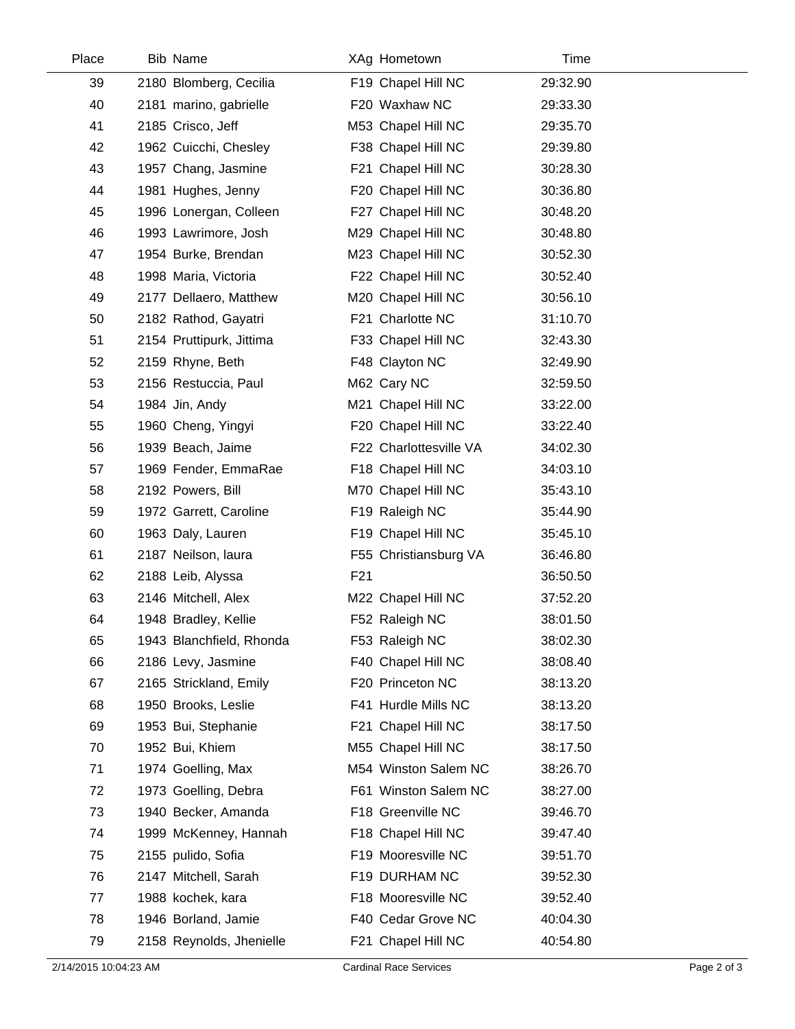| Place | Bib | Name | XAg | Hometown | Time |
|---|---|---|---|---|---|
| 39 | 2180 | Blomberg, Cecilia | F19 | Chapel Hill NC | 29:32.90 |
| 40 | 2181 | marino, gabrielle | F20 | Waxhaw NC | 29:33.30 |
| 41 | 2185 | Crisco, Jeff | M53 | Chapel Hill NC | 29:35.70 |
| 42 | 1962 | Cuicchi, Chesley | F38 | Chapel Hill NC | 29:39.80 |
| 43 | 1957 | Chang, Jasmine | F21 | Chapel Hill NC | 30:28.30 |
| 44 | 1981 | Hughes, Jenny | F20 | Chapel Hill NC | 30:36.80 |
| 45 | 1996 | Lonergan, Colleen | F27 | Chapel Hill NC | 30:48.20 |
| 46 | 1993 | Lawrimore, Josh | M29 | Chapel Hill NC | 30:48.80 |
| 47 | 1954 | Burke, Brendan | M23 | Chapel Hill NC | 30:52.30 |
| 48 | 1998 | Maria, Victoria | F22 | Chapel Hill NC | 30:52.40 |
| 49 | 2177 | Dellaero, Matthew | M20 | Chapel Hill NC | 30:56.10 |
| 50 | 2182 | Rathod, Gayatri | F21 | Charlotte NC | 31:10.70 |
| 51 | 2154 | Pruttipurk, Jittima | F33 | Chapel Hill NC | 32:43.30 |
| 52 | 2159 | Rhyne, Beth | F48 | Clayton NC | 32:49.90 |
| 53 | 2156 | Restuccia, Paul | M62 | Cary NC | 32:59.50 |
| 54 | 1984 | Jin, Andy | M21 | Chapel Hill NC | 33:22.00 |
| 55 | 1960 | Cheng, Yingyi | F20 | Chapel Hill NC | 33:22.40 |
| 56 | 1939 | Beach, Jaime | F22 | Charlottesville VA | 34:02.30 |
| 57 | 1969 | Fender, EmmaRae | F18 | Chapel Hill NC | 34:03.10 |
| 58 | 2192 | Powers, Bill | M70 | Chapel Hill NC | 35:43.10 |
| 59 | 1972 | Garrett, Caroline | F19 | Raleigh NC | 35:44.90 |
| 60 | 1963 | Daly, Lauren | F19 | Chapel Hill NC | 35:45.10 |
| 61 | 2187 | Neilson, laura | F55 | Christiansburg VA | 36:46.80 |
| 62 | 2188 | Leib, Alyssa | F21 | | 36:50.50 |
| 63 | 2146 | Mitchell, Alex | M22 | Chapel Hill NC | 37:52.20 |
| 64 | 1948 | Bradley, Kellie | F52 | Raleigh NC | 38:01.50 |
| 65 | 1943 | Blanchfield, Rhonda | F53 | Raleigh NC | 38:02.30 |
| 66 | 2186 | Levy, Jasmine | F40 | Chapel Hill NC | 38:08.40 |
| 67 | 2165 | Strickland, Emily | F20 | Princeton NC | 38:13.20 |
| 68 | 1950 | Brooks, Leslie | F41 | Hurdle Mills NC | 38:13.20 |
| 69 | 1953 | Bui, Stephanie | F21 | Chapel Hill NC | 38:17.50 |
| 70 | 1952 | Bui, Khiem | M55 | Chapel Hill NC | 38:17.50 |
| 71 | 1974 | Goelling, Max | M54 | Winston Salem NC | 38:26.70 |
| 72 | 1973 | Goelling, Debra | F61 | Winston Salem NC | 38:27.00 |
| 73 | 1940 | Becker, Amanda | F18 | Greenville NC | 39:46.70 |
| 74 | 1999 | McKenney, Hannah | F18 | Chapel Hill NC | 39:47.40 |
| 75 | 2155 | pulido, Sofia | F19 | Mooresville NC | 39:51.70 |
| 76 | 2147 | Mitchell, Sarah | F19 | DURHAM NC | 39:52.30 |
| 77 | 1988 | kochek, kara | F18 | Mooresville NC | 39:52.40 |
| 78 | 1946 | Borland, Jamie | F40 | Cedar Grove NC | 40:04.30 |
| 79 | 2158 | Reynolds, Jhenielle | F21 | Chapel Hill NC | 40:54.80 |

2/14/2015 10:04:23 AM Cardinal Race Services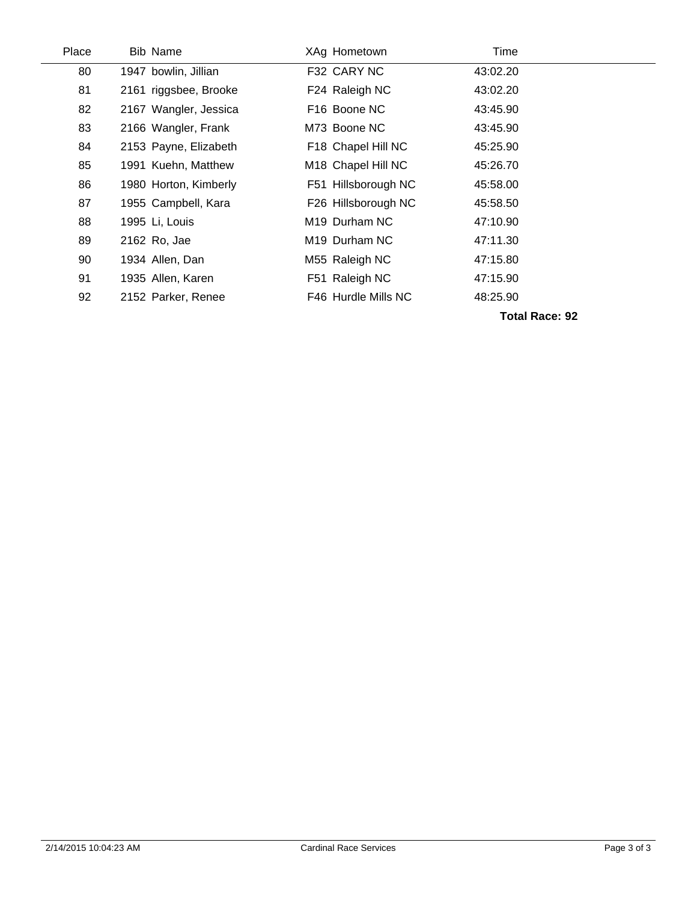| Place | Bib | Name | XAg | Hometown | Time |
|---|---|---|---|---|---|
| 80 | 1947 | bowlin, Jillian | F32 | CARY NC | 43:02.20 |
| 81 | 2161 | riggsbee, Brooke | F24 | Raleigh NC | 43:02.20 |
| 82 | 2167 | Wangler, Jessica | F16 | Boone NC | 43:45.90 |
| 83 | 2166 | Wangler, Frank | M73 | Boone NC | 43:45.90 |
| 84 | 2153 | Payne, Elizabeth | F18 | Chapel Hill NC | 45:25.90 |
| 85 | 1991 | Kuehn, Matthew | M18 | Chapel Hill NC | 45:26.70 |
| 86 | 1980 | Horton, Kimberly | F51 | Hillsborough NC | 45:58.00 |
| 87 | 1955 | Campbell, Kara | F26 | Hillsborough NC | 45:58.50 |
| 88 | 1995 | Li, Louis | M19 | Durham NC | 47:10.90 |
| 89 | 2162 | Ro, Jae | M19 | Durham NC | 47:11.30 |
| 90 | 1934 | Allen, Dan | M55 | Raleigh NC | 47:15.80 |
| 91 | 1935 | Allen, Karen | F51 | Raleigh NC | 47:15.90 |
| 92 | 2152 | Parker, Renee | F46 | Hurdle Mills NC | 48:25.90 |

**Total Race: 92**